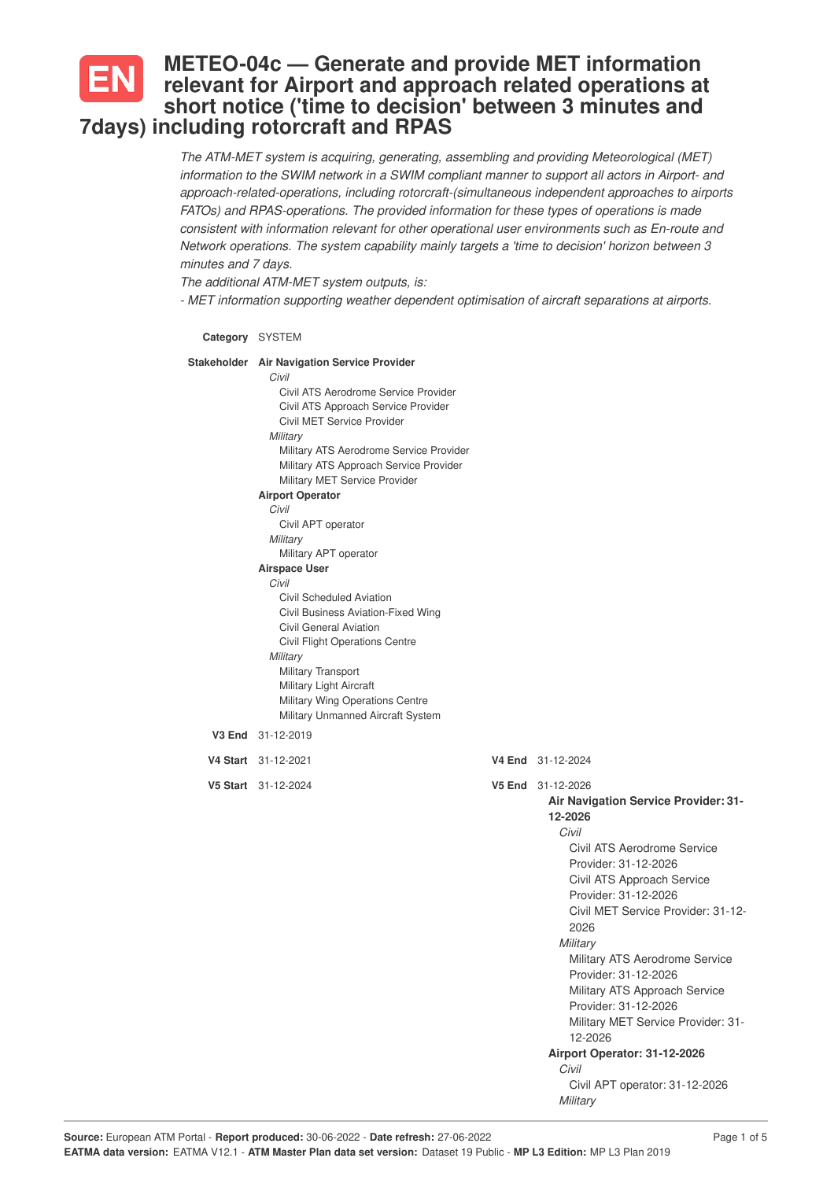# EN METEO-04c — Generate and provide MET information relevant for Airport and approach related operations at short notice ('time to decision' between 3 minutes and 7days) including rotorcraft and RPAS

*The ATM-MET system is acquiring, generating, assembling and providing Meteorological (MET) information to the SWIM network in a SWIM compliant manner to support all actors in Airport- and approach-related-operations, including rotorcraft-(simultaneous independent approaches to airports FATOs) and RPAS-operations. The provided information for these types of operations is made consistent with information relevant for other operational user environments such as En-route and Network operations. The system capability mainly targets a 'time to decision' horizon between 3 minutes and 7 days.*

*The additional ATM-MET system outputs, is:*

*- MET information supporting weather dependent optimisation of aircraft separations at airports.*

**Category** SYSTEM

**Stakeholder**

**Air Navigation Service Provider**
- *Civil*
  - Civil ATS Aerodrome Service Provider
  - Civil ATS Approach Service Provider
  - Civil MET Service Provider
- *Military*
  - Military ATS Aerodrome Service Provider
  - Military ATS Approach Service Provider
  - Military MET Service Provider

**Airport Operator**
- *Civil*
  - Civil APT operator
- *Military*
  - Military APT operator

**Airspace User**
- *Civil*
  - Civil Scheduled Aviation
  - Civil Business Aviation-Fixed Wing
  - Civil General Aviation
  - Civil Flight Operations Centre
- *Military*
  - Military Transport
  - Military Light Aircraft
  - Military Wing Operations Centre
  - Military Unmanned Aircraft System

**V3 End** 31-12-2019

**V4 Start** 31-12-2021 **V4 End** 31-12-2024

**V5 Start** 31-12-2024 **V5 End** 31-12-2026

**Air Navigation Service Provider: 31-12-2026**
- *Civil*
  - Civil ATS Aerodrome Service Provider: 31-12-2026
  - Civil ATS Approach Service Provider: 31-12-2026
  - Civil MET Service Provider: 31-12-2026
- *Military*
  - Military ATS Aerodrome Service Provider: 31-12-2026
  - Military ATS Approach Service Provider: 31-12-2026
  - Military MET Service Provider: 31-12-2026

**Airport Operator: 31-12-2026**
- *Civil*
  - Civil APT operator: 31-12-2026
- *Military*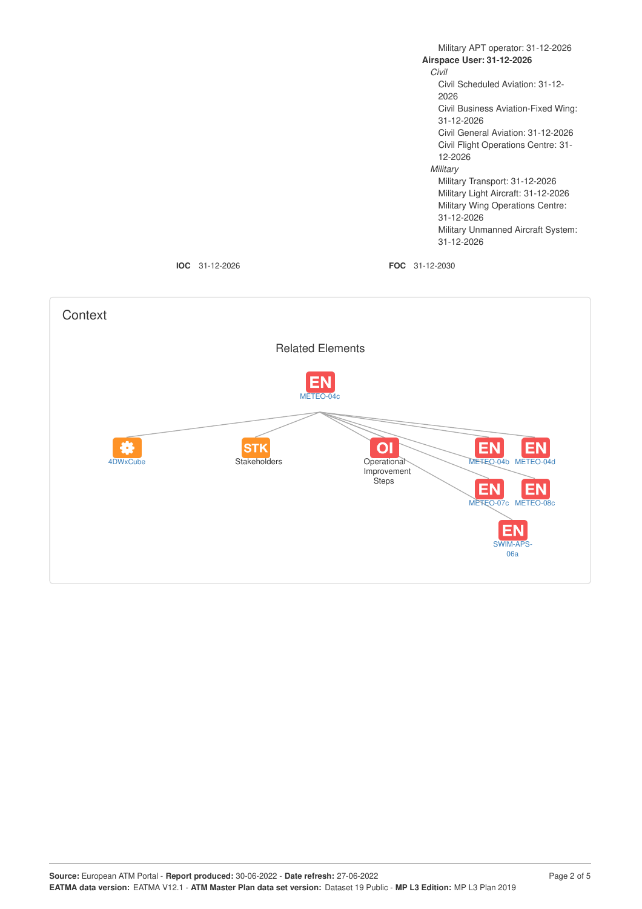Military APT operator: 31-12-2026

**Airspace User: 31-12-2026**

*Civil*

Civil Scheduled Aviation: 31-12-2026

Civil Business Aviation-Fixed Wing: 31-12-2026

Civil General Aviation: 31-12-2026

Civil Flight Operations Centre: 31-12-2026

*Military*

Military Transport: 31-12-2026

Military Light Aircraft: 31-12-2026

Military Wing Operations Centre: 31-12-2026

Military Unmanned Aircraft System: 31-12-2026

**IOC** 31-12-2026 **FOC** 31-12-2030

## Context

### Related Elements

EN METEO-04c

4DWxCube

STK Stakeholders

OI Operational Improvement Steps

EN METEO-04b

EN METEO-04d

EN METEO-07c

EN METEO-08c

EN SWIM-APS-06a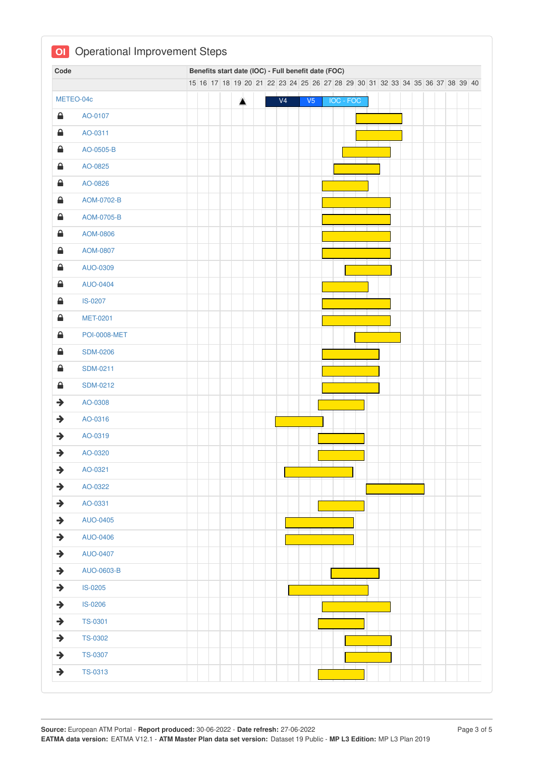# OI Operational Improvement Steps

| Code | Benefits start date (IOC) - Full benefit date (FOC) |
|---|---|
| METEO-04c | V4 / V5 / IOC - FOC |
| AO-0107 | |
| AO-0311 | |
| AO-0505-B | |
| AO-0825 | |
| AO-0826 | |
| AOM-0702-B | |
| AOM-0705-B | |
| AOM-0806 | |
| AOM-0807 | |
| AUO-0309 | |
| AUO-0404 | |
| IS-0207 | |
| MET-0201 | |
| POI-0008-MET | |
| SDM-0206 | |
| SDM-0211 | |
| SDM-0212 | |
| AO-0308 | |
| AO-0316 | |
| AO-0319 | |
| AO-0320 | |
| AO-0321 | |
| AO-0322 | |
| AO-0331 | |
| AUO-0405 | |
| AUO-0406 | |
| AUO-0407 | |
| AUO-0603-B | |
| IS-0205 | |
| IS-0206 | |
| TS-0301 | |
| TS-0302 | |
| TS-0307 | |
| TS-0313 | |

Timeline axis: 15 16 17 18 19 20 21 22 23 24 25 26 27 28 29 30 31 32 33 34 35 36 37 38 39 40

**Source:** European ATM Portal - **Report produced:** 30-06-2022 - **Date refresh:** 27-06-2022
**EATMA data version:** EATMA V12.1 - **ATM Master Plan data set version:** Dataset 19 Public - **MP L3 Edition:** MP L3 Plan 2019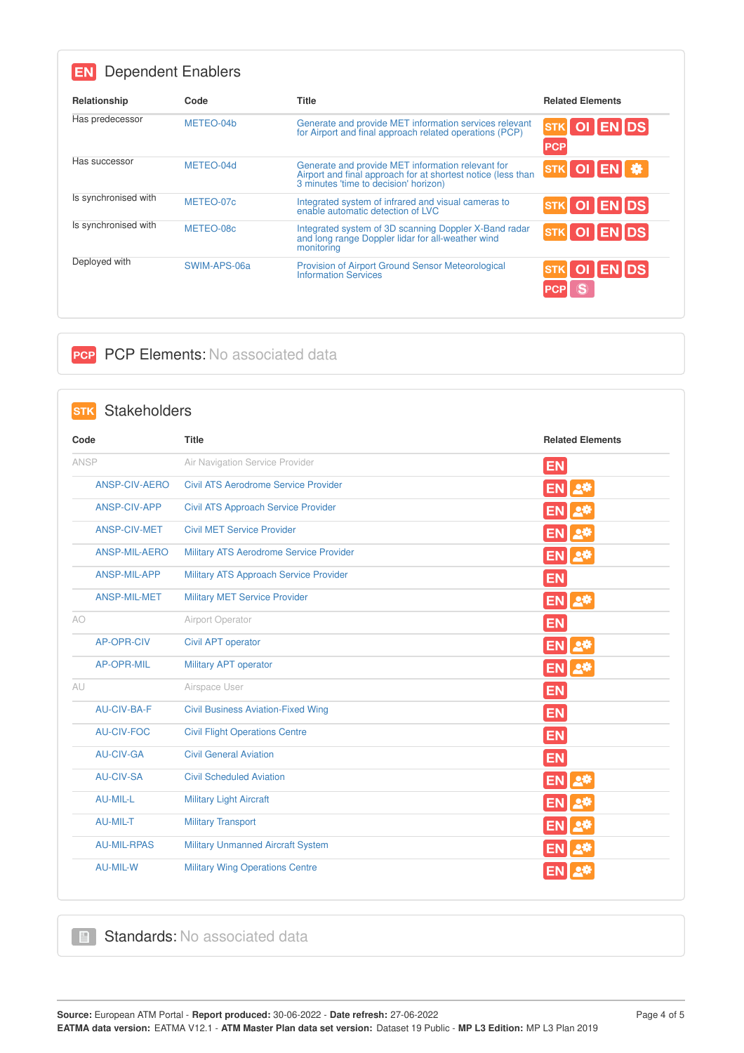## EN Dependent Enablers

| Relationship | Code | Title | Related Elements |
|---|---|---|---|
| Has predecessor | METEO-04b | Generate and provide MET information services relevant for Airport and final approach related operations (PCP) | STK OI EN DS PCP |
| Has successor | METEO-04d | Generate and provide MET information relevant for Airport and final approach for at shortest notice (less than 3 minutes 'time to decision' horizon) | STK OI EN |
| Is synchronised with | METEO-07c | Integrated system of infrared and visual cameras to enable automatic detection of LVC | STK OI EN DS |
| Is synchronised with | METEO-08c | Integrated system of 3D scanning Doppler X-Band radar and long range Doppler lidar for all-weather wind monitoring | STK OI EN DS |
| Deployed with | SWIM-APS-06a | Provision of Airport Ground Sensor Meteorological Information Services | STK OI EN DS PCP S |

## PCP PCP Elements: No associated data

## STK Stakeholders

| Code | Title | Related Elements |
|---|---|---|
| ANSP | Air Navigation Service Provider | EN |
| ANSP-CIV-AERO | Civil ATS Aerodrome Service Provider | EN |
| ANSP-CIV-APP | Civil ATS Approach Service Provider | EN |
| ANSP-CIV-MET | Civil MET Service Provider | EN |
| ANSP-MIL-AERO | Military ATS Aerodrome Service Provider | EN |
| ANSP-MIL-APP | Military ATS Approach Service Provider | EN |
| ANSP-MIL-MET | Military MET Service Provider | EN |
| AO | Airport Operator | EN |
| AP-OPR-CIV | Civil APT operator | EN |
| AP-OPR-MIL | Military APT operator | EN |
| AU | Airspace User | EN |
| AU-CIV-BA-F | Civil Business Aviation-Fixed Wing | EN |
| AU-CIV-FOC | Civil Flight Operations Centre | EN |
| AU-CIV-GA | Civil General Aviation | EN |
| AU-CIV-SA | Civil Scheduled Aviation | EN |
| AU-MIL-L | Military Light Aircraft | EN |
| AU-MIL-T | Military Transport | EN |
| AU-MIL-RPAS | Military Unmanned Aircraft System | EN |
| AU-MIL-W | Military Wing Operations Centre | EN |

## Standards: No associated data

**Source:** European ATM Portal - **Report produced:** 30-06-2022 - **Date refresh:** 27-06-2022
**EATMA data version:** EATMA V12.1 - **ATM Master Plan data set version:** Dataset 19 Public - **MP L3 Edition:** MP L3 Plan 2019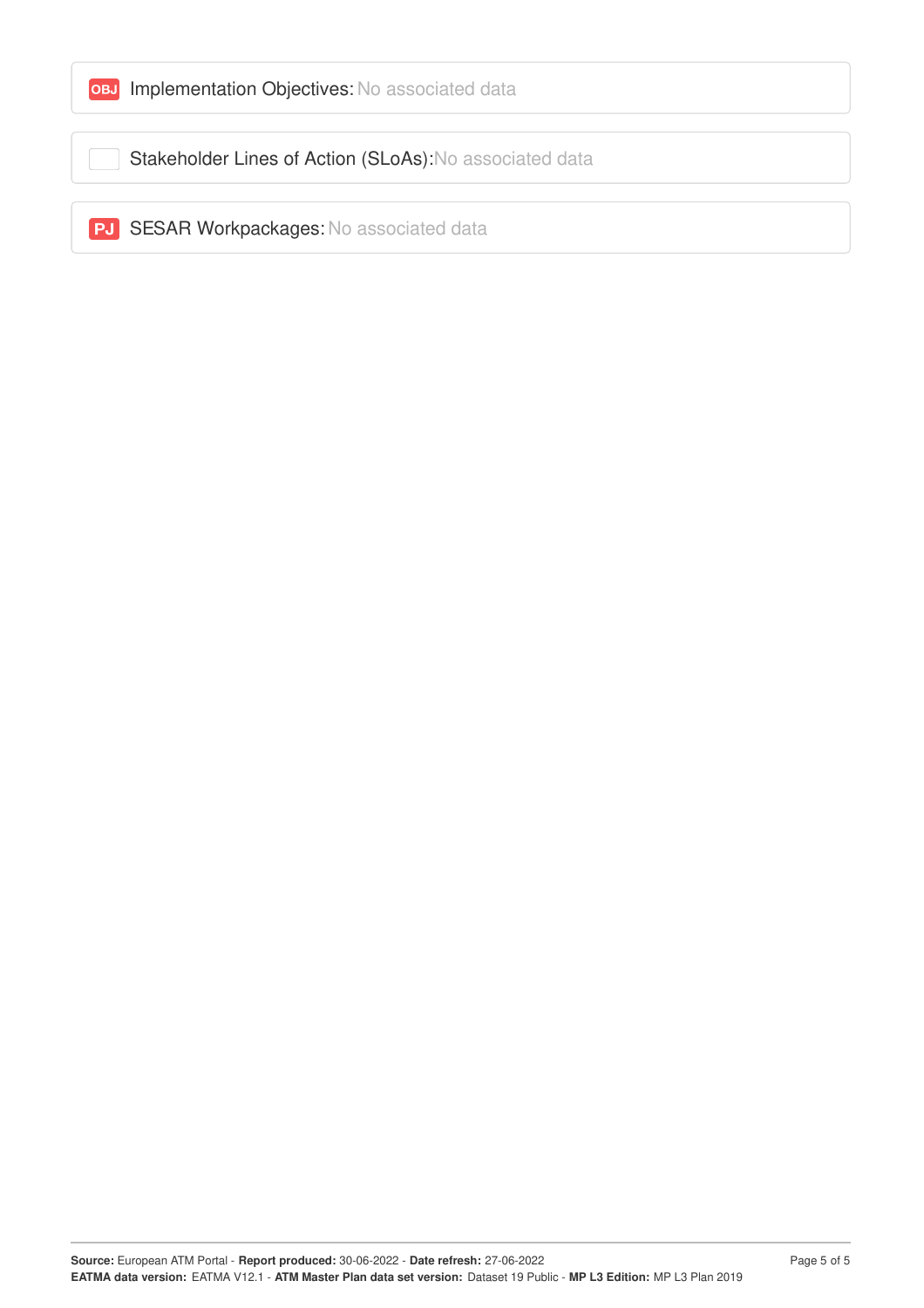OBJ Implementation Objectives: No associated data

Stakeholder Lines of Action (SLoAs): No associated data

PJ SESAR Workpackages: No associated data